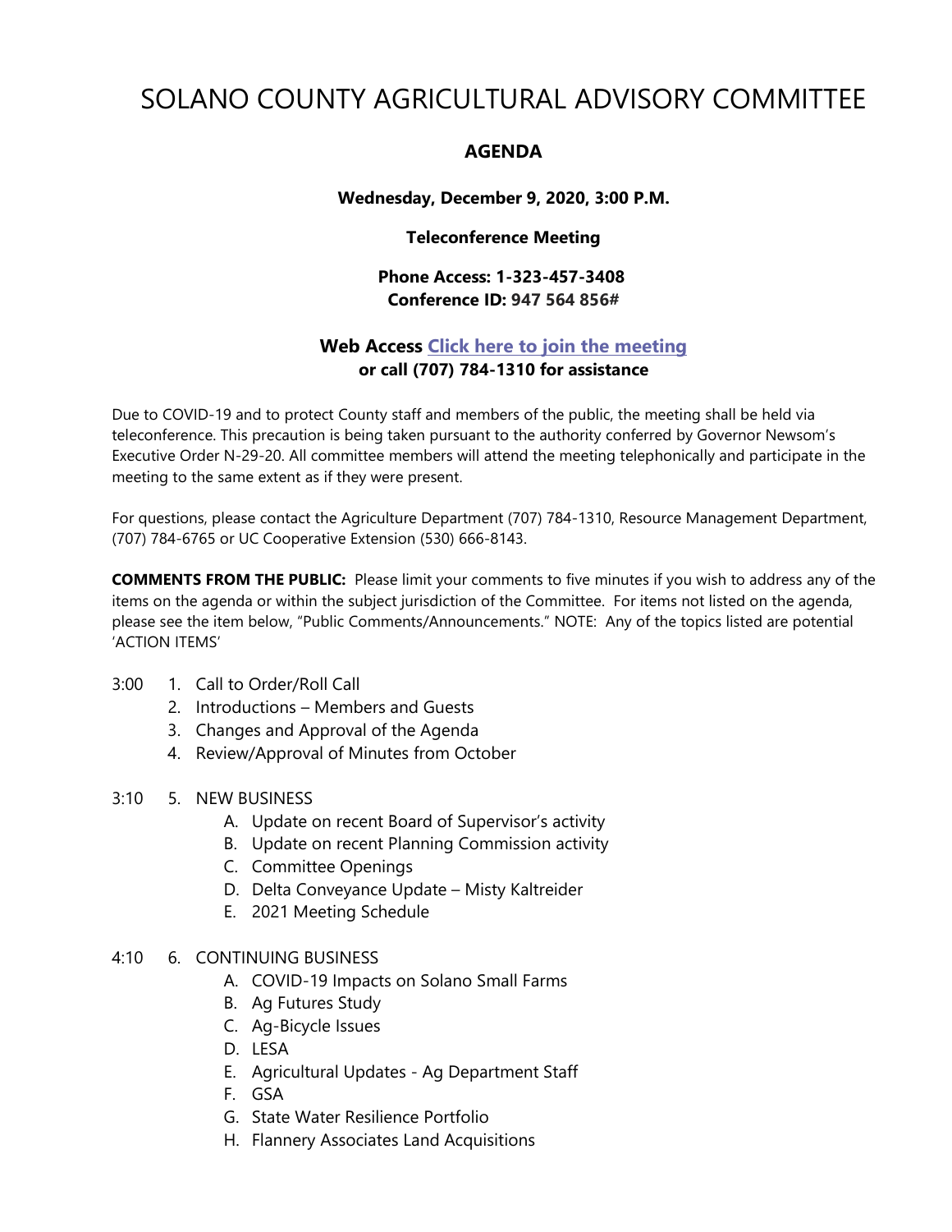# SOLANO COUNTY AGRICULTURAL ADVISORY COMMITTEE

## AGENDA

**Wednesday, December 9, 2020, 3:00 P.M.**

**Teleconference Meeting**

**Phone Access: 1-323-457-3408**
**Conference ID: 947 564 856#**

**Web Access [Click here to join the meeting](#)**
**or call (707) 784-1310 for assistance**

Due to COVID-19 and to protect County staff and members of the public, the meeting shall be held via teleconference. This precaution is being taken pursuant to the authority conferred by Governor Newsom's Executive Order N-29-20. All committee members will attend the meeting telephonically and participate in the meeting to the same extent as if they were present.

For questions, please contact the Agriculture Department (707) 784-1310, Resource Management Department, (707) 784-6765 or UC Cooperative Extension (530) 666-8143.

**COMMENTS FROM THE PUBLIC:** Please limit your comments to five minutes if you wish to address any of the items on the agenda or within the subject jurisdiction of the Committee. For items not listed on the agenda, please see the item below, "Public Comments/Announcements." NOTE: Any of the topics listed are potential 'ACTION ITEMS'

3:00
1. Call to Order/Roll Call
2. Introductions – Members and Guests
3. Changes and Approval of the Agenda
4. Review/Approval of Minutes from October

3:10
5. NEW BUSINESS
   - A. Update on recent Board of Supervisor's activity
   - B. Update on recent Planning Commission activity
   - C. Committee Openings
   - D. Delta Conveyance Update – Misty Kaltreider
   - E. 2021 Meeting Schedule

4:10
6. CONTINUING BUSINESS
   - A. COVID-19 Impacts on Solano Small Farms
   - B. Ag Futures Study
   - C. Ag-Bicycle Issues
   - D. LESA
   - E. Agricultural Updates - Ag Department Staff
   - F. GSA
   - G. State Water Resilience Portfolio
   - H. Flannery Associates Land Acquisitions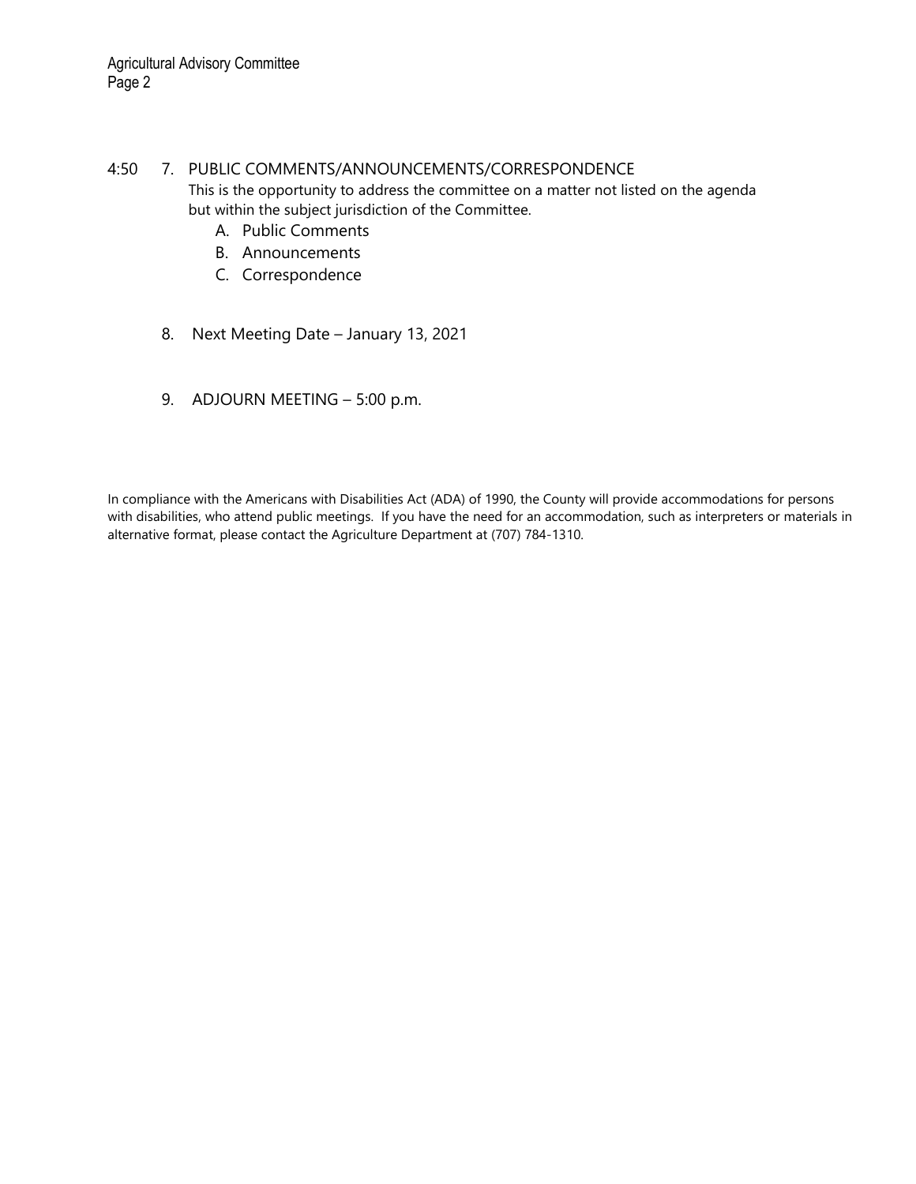4:50 7. PUBLIC COMMENTS/ANNOUNCEMENTS/CORRESPONDENCE

This is the opportunity to address the committee on a matter not listed on the agenda but within the subject jurisdiction of the Committee.

A. Public Comments
B. Announcements
C. Correspondence

8. Next Meeting Date – January 13, 2021

9. ADJOURN MEETING – 5:00 p.m.

In compliance with the Americans with Disabilities Act (ADA) of 1990, the County will provide accommodations for persons with disabilities, who attend public meetings. If you have the need for an accommodation, such as interpreters or materials in alternative format, please contact the Agriculture Department at (707) 784-1310.